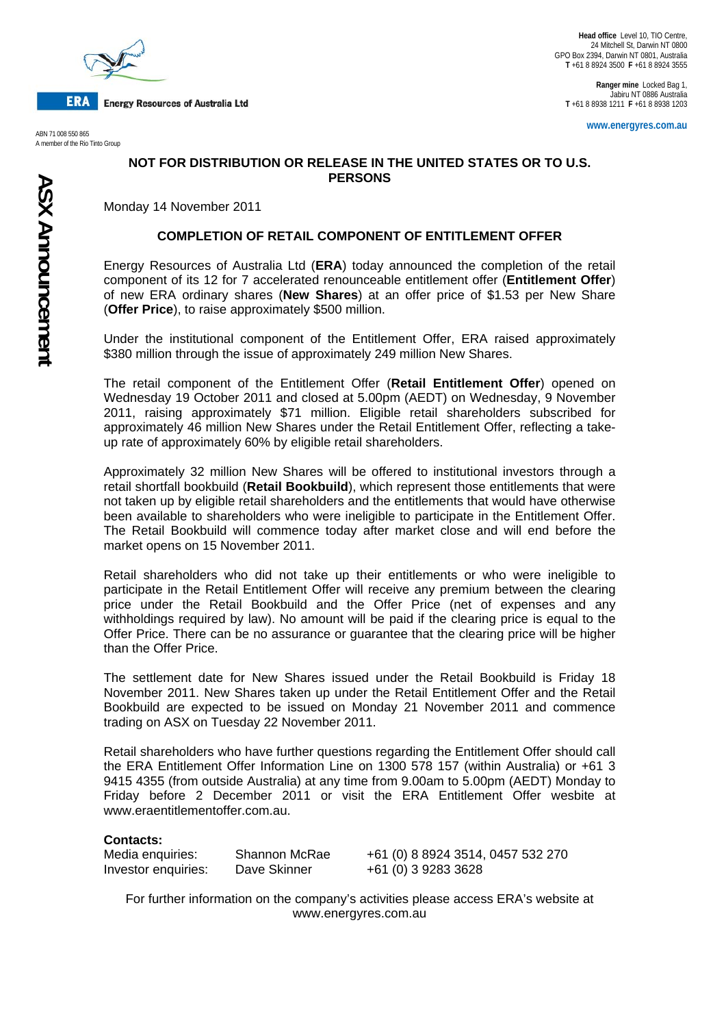**ERA** Energy Resources of Australia Ltd

ABN 71 008 550 865
A member of the Rio Tinto Group

**Head office** Level 10, TIO Centre, 24 Mitchell St, Darwin NT 0800
GPO Box 2394, Darwin NT 0801, Australia
**T** +61 8 8924 3500 **F** +61 8 8924 3555

**Ranger mine** Locked Bag 1, Jabiru NT 0886 Australia
**T** +61 8 8938 1211 **F** +61 8 8938 1203

www.energyres.com.au

**ASX Announcement**

**NOT FOR DISTRIBUTION OR RELEASE IN THE UNITED STATES OR TO U.S. PERSONS**

Monday 14 November 2011

## COMPLETION OF RETAIL COMPONENT OF ENTITLEMENT OFFER

Energy Resources of Australia Ltd (**ERA**) today announced the completion of the retail component of its 12 for 7 accelerated renounceable entitlement offer (**Entitlement Offer**) of new ERA ordinary shares (**New Shares**) at an offer price of $1.53 per New Share (**Offer Price**), to raise approximately $500 million.

Under the institutional component of the Entitlement Offer, ERA raised approximately $380 million through the issue of approximately 249 million New Shares.

The retail component of the Entitlement Offer (**Retail Entitlement Offer**) opened on Wednesday 19 October 2011 and closed at 5.00pm (AEDT) on Wednesday, 9 November 2011, raising approximately $71 million. Eligible retail shareholders subscribed for approximately 46 million New Shares under the Retail Entitlement Offer, reflecting a take-up rate of approximately 60% by eligible retail shareholders.

Approximately 32 million New Shares will be offered to institutional investors through a retail shortfall bookbuild (**Retail Bookbuild**), which represent those entitlements that were not taken up by eligible retail shareholders and the entitlements that would have otherwise been available to shareholders who were ineligible to participate in the Entitlement Offer. The Retail Bookbuild will commence today after market close and will end before the market opens on 15 November 2011.

Retail shareholders who did not take up their entitlements or who were ineligible to participate in the Retail Entitlement Offer will receive any premium between the clearing price under the Retail Bookbuild and the Offer Price (net of expenses and any withholdings required by law). No amount will be paid if the clearing price is equal to the Offer Price. There can be no assurance or guarantee that the clearing price will be higher than the Offer Price.

The settlement date for New Shares issued under the Retail Bookbuild is Friday 18 November 2011. New Shares taken up under the Retail Entitlement Offer and the Retail Bookbuild are expected to be issued on Monday 21 November 2011 and commence trading on ASX on Tuesday 22 November 2011.

Retail shareholders who have further questions regarding the Entitlement Offer should call the ERA Entitlement Offer Information Line on 1300 578 157 (within Australia) or +61 3 9415 4355 (from outside Australia) at any time from 9.00am to 5.00pm (AEDT) Monday to Friday before 2 December 2011 or visit the ERA Entitlement Offer wesbite at www.eraentitlementoffer.com.au.

**Contacts:**

| | | |
|---|---|---|
| Media enquiries: | Shannon McRae | +61 (0) 8 8924 3514, 0457 532 270 |
| Investor enquiries: | Dave Skinner | +61 (0) 3 9283 3628 |

For further information on the company's activities please access ERA's website at www.energyres.com.au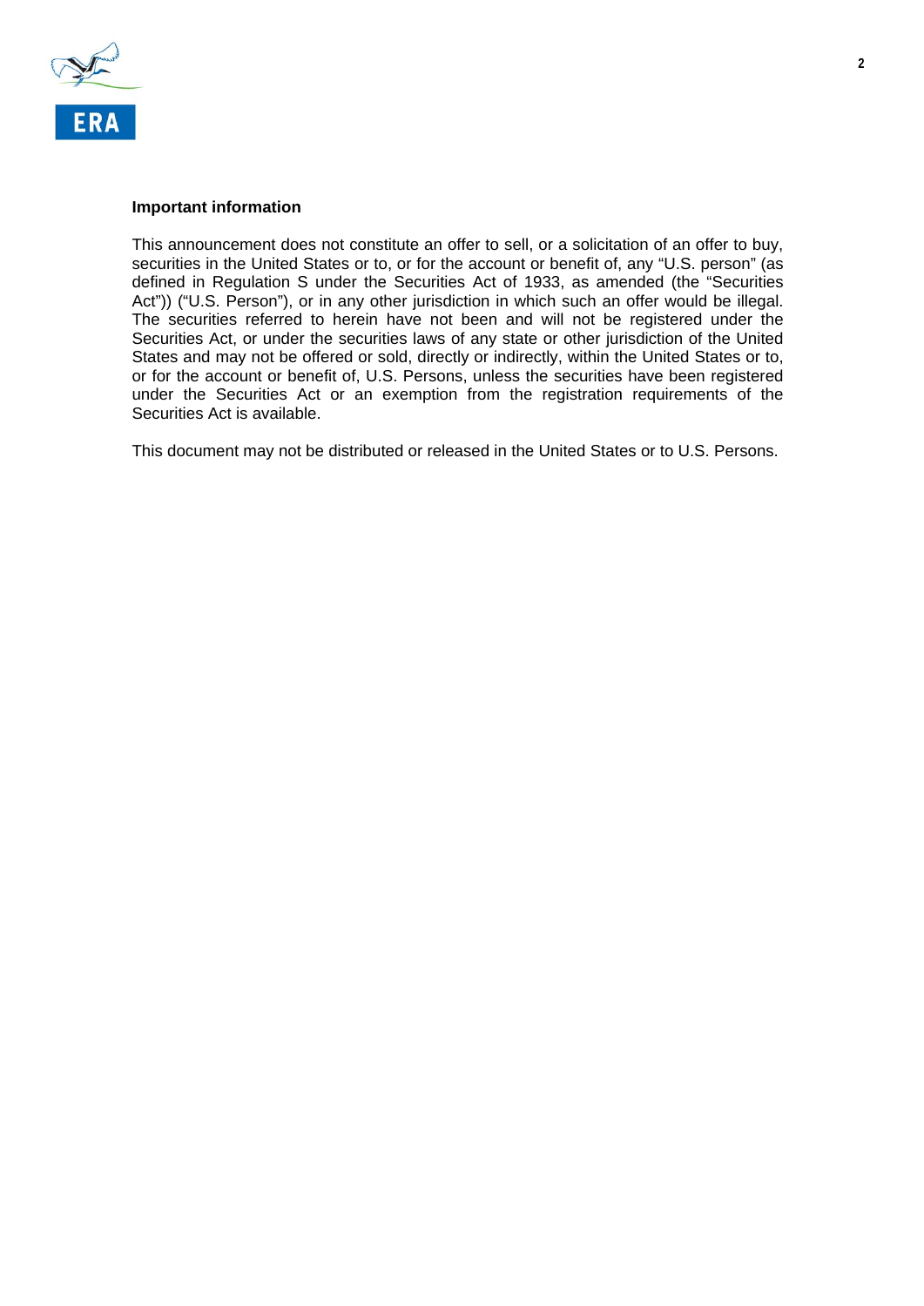**Important information**

This announcement does not constitute an offer to sell, or a solicitation of an offer to buy, securities in the United States or to, or for the account or benefit of, any "U.S. person" (as defined in Regulation S under the Securities Act of 1933, as amended (the "Securities Act")) ("U.S. Person"), or in any other jurisdiction in which such an offer would be illegal. The securities referred to herein have not been and will not be registered under the Securities Act, or under the securities laws of any state or other jurisdiction of the United States and may not be offered or sold, directly or indirectly, within the United States or to, or for the account or benefit of, U.S. Persons, unless the securities have been registered under the Securities Act or an exemption from the registration requirements of the Securities Act is available.

This document may not be distributed or released in the United States or to U.S. Persons.